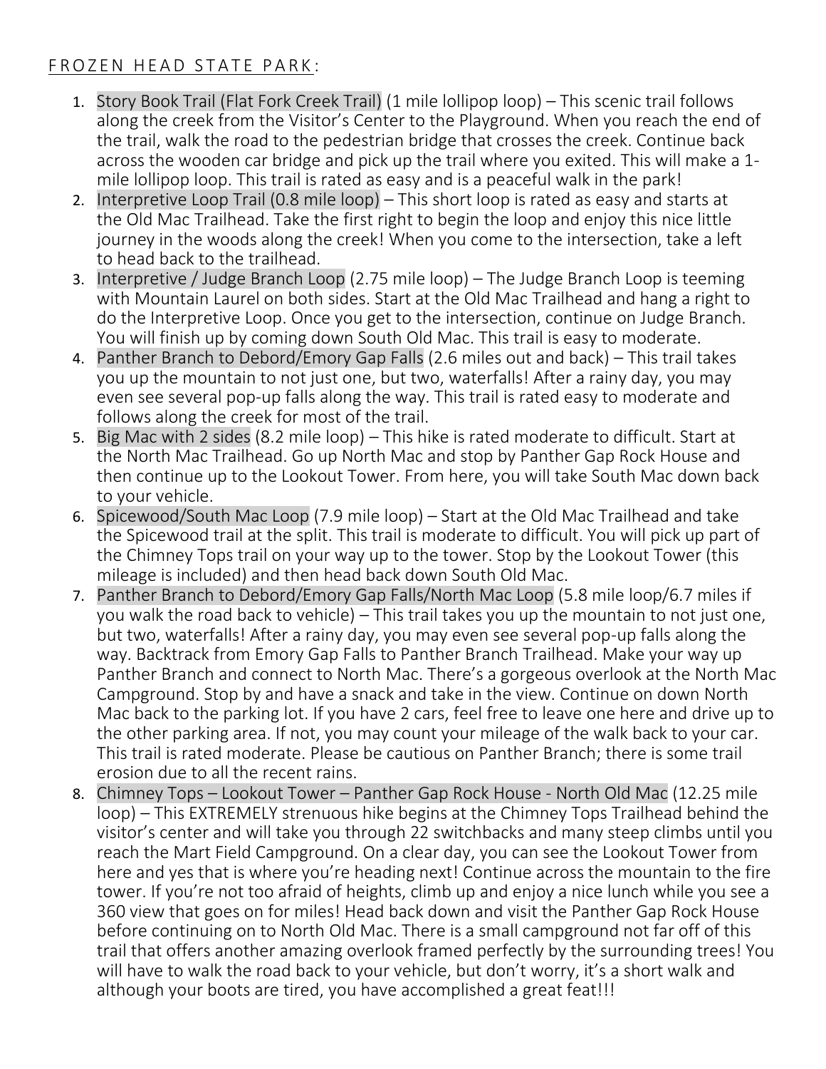## FROZEN HEAD STATE PARK:

1. Story Book Trail (Flat Fork Creek Trail) (1 mile lollipop loop) – This scenic trail follows along the creek from the Visitor's Center to the Playground. When you reach the end of the trail, walk the road to the pedestrian bridge that crosses the creek. Continue back across the wooden car bridge and pick up the trail where you exited. This will make a 1-mile lollipop loop. This trail is rated as easy and is a peaceful walk in the park!
2. Interpretive Loop Trail (0.8 mile loop) – This short loop is rated as easy and starts at the Old Mac Trailhead. Take the first right to begin the loop and enjoy this nice little journey in the woods along the creek! When you come to the intersection, take a left to head back to the trailhead.
3. Interpretive / Judge Branch Loop (2.75 mile loop) – The Judge Branch Loop is teeming with Mountain Laurel on both sides. Start at the Old Mac Trailhead and hang a right to do the Interpretive Loop. Once you get to the intersection, continue on Judge Branch. You will finish up by coming down South Old Mac. This trail is easy to moderate.
4. Panther Branch to Debord/Emory Gap Falls (2.6 miles out and back) – This trail takes you up the mountain to not just one, but two, waterfalls! After a rainy day, you may even see several pop-up falls along the way. This trail is rated easy to moderate and follows along the creek for most of the trail.
5. Big Mac with 2 sides (8.2 mile loop) – This hike is rated moderate to difficult. Start at the North Mac Trailhead. Go up North Mac and stop by Panther Gap Rock House and then continue up to the Lookout Tower. From here, you will take South Mac down back to your vehicle.
6. Spicewood/South Mac Loop (7.9 mile loop) – Start at the Old Mac Trailhead and take the Spicewood trail at the split. This trail is moderate to difficult. You will pick up part of the Chimney Tops trail on your way up to the tower. Stop by the Lookout Tower (this mileage is included) and then head back down South Old Mac.
7. Panther Branch to Debord/Emory Gap Falls/North Mac Loop (5.8 mile loop/6.7 miles if you walk the road back to vehicle) – This trail takes you up the mountain to not just one, but two, waterfalls! After a rainy day, you may even see several pop-up falls along the way. Backtrack from Emory Gap Falls to Panther Branch Trailhead. Make your way up Panther Branch and connect to North Mac. There's a gorgeous overlook at the North Mac Campground. Stop by and have a snack and take in the view. Continue on down North Mac back to the parking lot. If you have 2 cars, feel free to leave one here and drive up to the other parking area. If not, you may count your mileage of the walk back to your car. This trail is rated moderate. Please be cautious on Panther Branch; there is some trail erosion due to all the recent rains.
8. Chimney Tops – Lookout Tower – Panther Gap Rock House - North Old Mac (12.25 mile loop) – This EXTREMELY strenuous hike begins at the Chimney Tops Trailhead behind the visitor's center and will take you through 22 switchbacks and many steep climbs until you reach the Mart Field Campground. On a clear day, you can see the Lookout Tower from here and yes that is where you're heading next! Continue across the mountain to the fire tower. If you're not too afraid of heights, climb up and enjoy a nice lunch while you see a 360 view that goes on for miles! Head back down and visit the Panther Gap Rock House before continuing on to North Old Mac. There is a small campground not far off of this trail that offers another amazing overlook framed perfectly by the surrounding trees! You will have to walk the road back to your vehicle, but don't worry, it's a short walk and although your boots are tired, you have accomplished a great feat!!!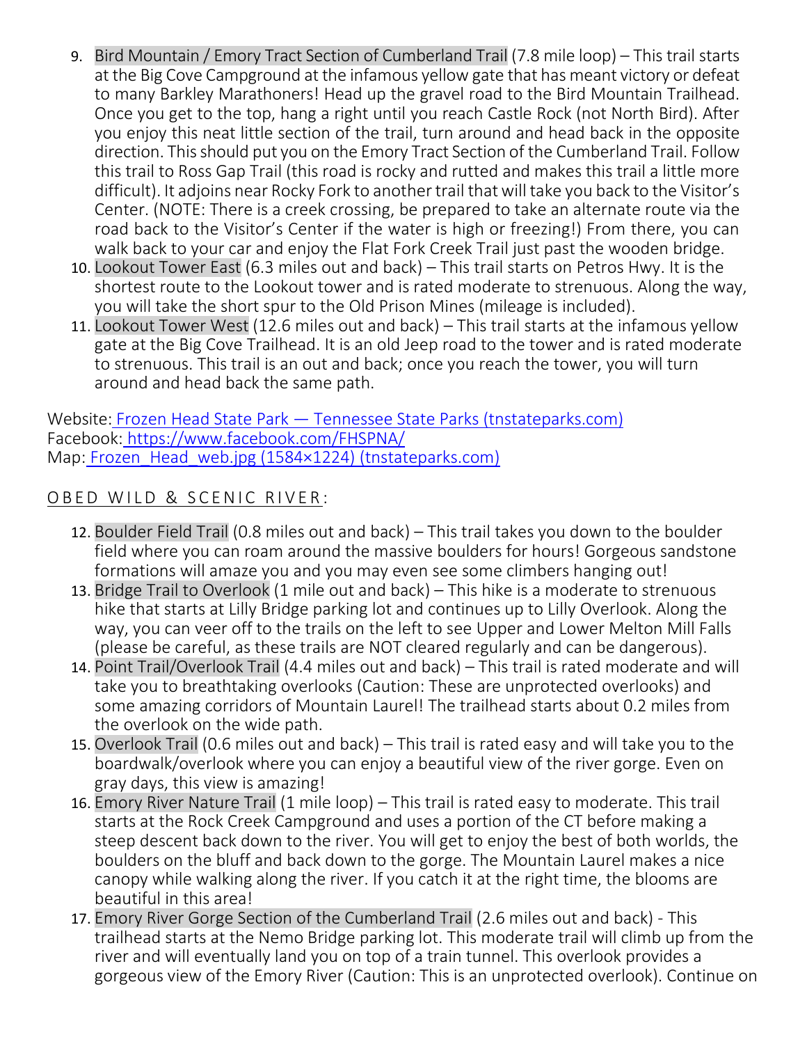9. Bird Mountain / Emory Tract Section of Cumberland Trail (7.8 mile loop) – This trail starts at the Big Cove Campground at the infamous yellow gate that has meant victory or defeat to many Barkley Marathoners! Head up the gravel road to the Bird Mountain Trailhead. Once you get to the top, hang a right until you reach Castle Rock (not North Bird). After you enjoy this neat little section of the trail, turn around and head back in the opposite direction. This should put you on the Emory Tract Section of the Cumberland Trail. Follow this trail to Ross Gap Trail (this road is rocky and rutted and makes this trail a little more difficult). It adjoins near Rocky Fork to another trail that will take you back to the Visitor's Center. (NOTE: There is a creek crossing, be prepared to take an alternate route via the road back to the Visitor's Center if the water is high or freezing!) From there, you can walk back to your car and enjoy the Flat Fork Creek Trail just past the wooden bridge.
10. Lookout Tower East (6.3 miles out and back) – This trail starts on Petros Hwy. It is the shortest route to the Lookout tower and is rated moderate to strenuous. Along the way, you will take the short spur to the Old Prison Mines (mileage is included).
11. Lookout Tower West (12.6 miles out and back) – This trail starts at the infamous yellow gate at the Big Cove Trailhead. It is an old Jeep road to the tower and is rated moderate to strenuous. This trail is an out and back; once you reach the tower, you will turn around and head back the same path.

Website: [Frozen Head State Park — Tennessee State Parks (tnstateparks.com)](#)
Facebook: [https://www.facebook.com/FHSPNA/](https://www.facebook.com/FHSPNA/)
Map: [Frozen_Head_web.jpg (1584×1224) (tnstateparks.com)](#)

## OBED WILD & SCENIC RIVER:

12. Boulder Field Trail (0.8 miles out and back) – This trail takes you down to the boulder field where you can roam around the massive boulders for hours! Gorgeous sandstone formations will amaze you and you may even see some climbers hanging out!
13. Bridge Trail to Overlook (1 mile out and back) – This hike is a moderate to strenuous hike that starts at Lilly Bridge parking lot and continues up to Lilly Overlook. Along the way, you can veer off to the trails on the left to see Upper and Lower Melton Mill Falls (please be careful, as these trails are NOT cleared regularly and can be dangerous).
14. Point Trail/Overlook Trail (4.4 miles out and back) – This trail is rated moderate and will take you to breathtaking overlooks (Caution: These are unprotected overlooks) and some amazing corridors of Mountain Laurel! The trailhead starts about 0.2 miles from the overlook on the wide path.
15. Overlook Trail (0.6 miles out and back) – This trail is rated easy and will take you to the boardwalk/overlook where you can enjoy a beautiful view of the river gorge. Even on gray days, this view is amazing!
16. Emory River Nature Trail (1 mile loop) – This trail is rated easy to moderate. This trail starts at the Rock Creek Campground and uses a portion of the CT before making a steep descent back down to the river. You will get to enjoy the best of both worlds, the boulders on the bluff and back down to the gorge. The Mountain Laurel makes a nice canopy while walking along the river. If you catch it at the right time, the blooms are beautiful in this area!
17. Emory River Gorge Section of the Cumberland Trail (2.6 miles out and back) - This trailhead starts at the Nemo Bridge parking lot. This moderate trail will climb up from the river and will eventually land you on top of a train tunnel. This overlook provides a gorgeous view of the Emory River (Caution: This is an unprotected overlook). Continue on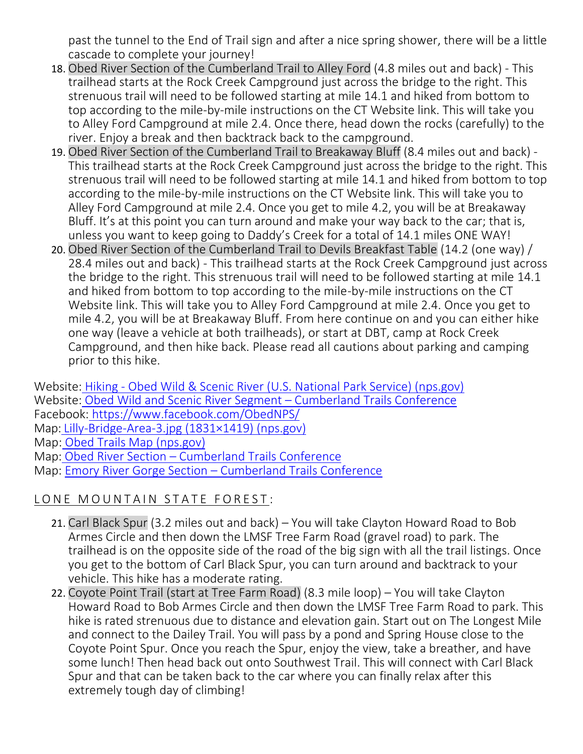past the tunnel to the End of Trail sign and after a nice spring shower, there will be a little cascade to complete your journey!

18. Obed River Section of the Cumberland Trail to Alley Ford (4.8 miles out and back) - This trailhead starts at the Rock Creek Campground just across the bridge to the right. This strenuous trail will need to be followed starting at mile 14.1 and hiked from bottom to top according to the mile-by-mile instructions on the CT Website link. This will take you to Alley Ford Campground at mile 2.4. Once there, head down the rocks (carefully) to the river. Enjoy a break and then backtrack back to the campground.
19. Obed River Section of the Cumberland Trail to Breakaway Bluff (8.4 miles out and back) - This trailhead starts at the Rock Creek Campground just across the bridge to the right. This strenuous trail will need to be followed starting at mile 14.1 and hiked from bottom to top according to the mile-by-mile instructions on the CT Website link. This will take you to Alley Ford Campground at mile 2.4. Once you get to mile 4.2, you will be at Breakaway Bluff. It's at this point you can turn around and make your way back to the car; that is, unless you want to keep going to Daddy's Creek for a total of 14.1 miles ONE WAY!
20. Obed River Section of the Cumberland Trail to Devils Breakfast Table (14.2 (one way) / 28.4 miles out and back) - This trailhead starts at the Rock Creek Campground just across the bridge to the right. This strenuous trail will need to be followed starting at mile 14.1 and hiked from bottom to top according to the mile-by-mile instructions on the CT Website link. This will take you to Alley Ford Campground at mile 2.4. Once you get to mile 4.2, you will be at Breakaway Bluff. From here continue on and you can either hike one way (leave a vehicle at both trailheads), or start at DBT, camp at Rock Creek Campground, and then hike back. Please read all cautions about parking and camping prior to this hike.

Website: Hiking - Obed Wild & Scenic River (U.S. National Park Service) (nps.gov)
Website: Obed Wild and Scenic River Segment – Cumberland Trails Conference
Facebook: https://www.facebook.com/ObedNPS/
Map: Lilly-Bridge-Area-3.jpg (1831×1419) (nps.gov)
Map: Obed Trails Map (nps.gov)
Map: Obed River Section – Cumberland Trails Conference
Map: Emory River Gorge Section – Cumberland Trails Conference

## LONE MOUNTAIN STATE FOREST:

21. Carl Black Spur (3.2 miles out and back) – You will take Clayton Howard Road to Bob Armes Circle and then down the LMSF Tree Farm Road (gravel road) to park. The trailhead is on the opposite side of the road of the big sign with all the trail listings. Once you get to the bottom of Carl Black Spur, you can turn around and backtrack to your vehicle. This hike has a moderate rating.
22. Coyote Point Trail (start at Tree Farm Road) (8.3 mile loop) – You will take Clayton Howard Road to Bob Armes Circle and then down the LMSF Tree Farm Road to park. This hike is rated strenuous due to distance and elevation gain. Start out on The Longest Mile and connect to the Dailey Trail. You will pass by a pond and Spring House close to the Coyote Point Spur. Once you reach the Spur, enjoy the view, take a breather, and have some lunch! Then head back out onto Southwest Trail. This will connect with Carl Black Spur and that can be taken back to the car where you can finally relax after this extremely tough day of climbing!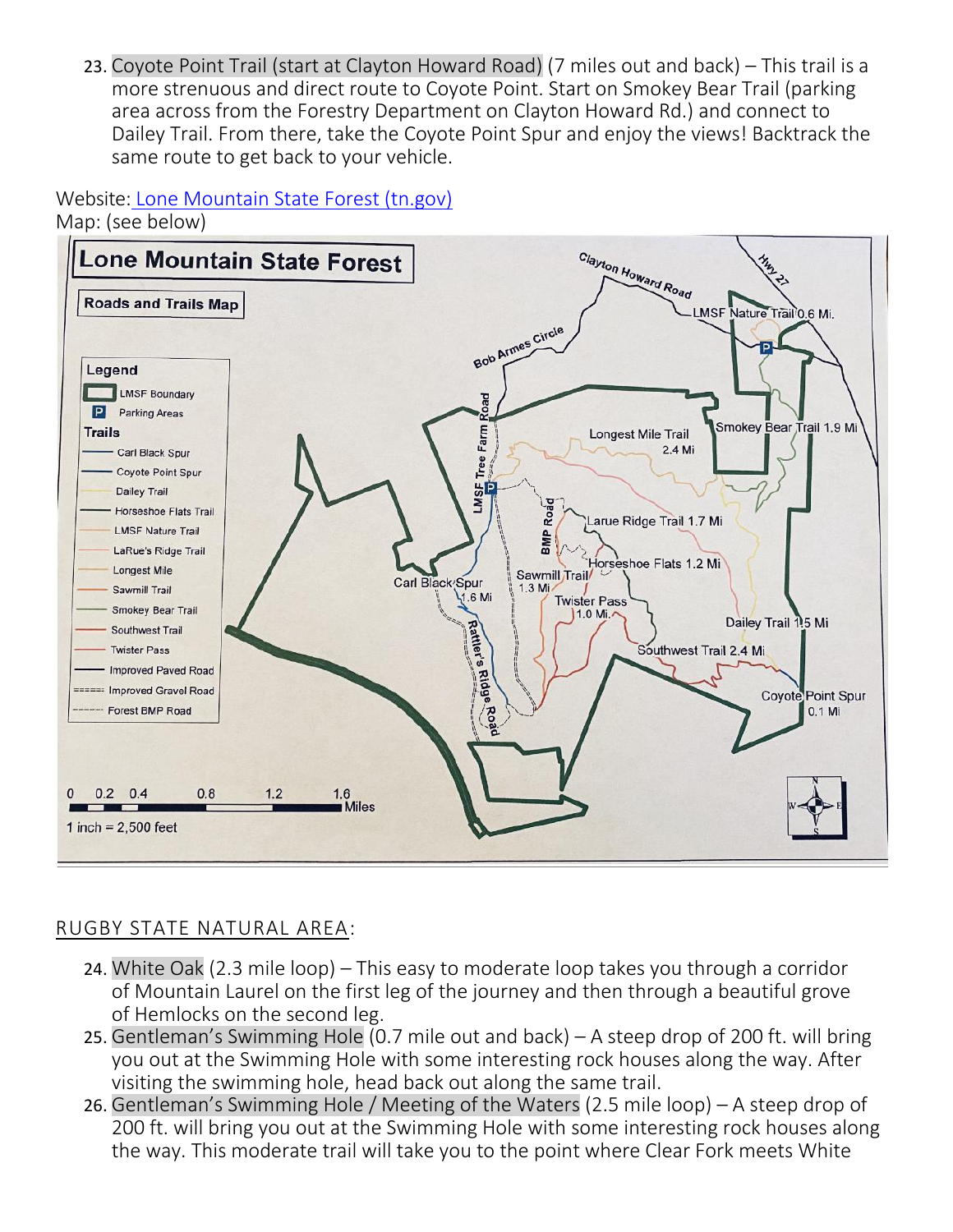23. Coyote Point Trail (start at Clayton Howard Road) (7 miles out and back) – This trail is a more strenuous and direct route to Coyote Point. Start on Smokey Bear Trail (parking area across from the Forestry Department on Clayton Howard Rd.) and connect to Dailey Trail. From there, take the Coyote Point Spur and enjoy the views! Backtrack the same route to get back to your vehicle.

Website: Lone Mountain State Forest (tn.gov)
Map: (see below)

Lone Mountain State Forest

Roads and Trails Map

Legend
- LMSF Boundary
- Parking Areas

Trails
- Carl Black Spur
- Coyote Point Spur
- Dailey Trail
- Horseshoe Flats Trail
- LMSF Nature Trail
- LaRue's Ridge Trail
- Longest Mile
- Sawmill Trail
- Smokey Bear Trail
- Southwest Trail
- Twister Pass
- Improved Paved Road
- Improved Gravel Road
- Forest BMP Road

Clayton Howard Road; Hwy 27; LMSF Nature Trail 0.6 Mi.; Bob Armes Circle; LMSF Tree Farm Road; Longest Mile Trail 2.4 Mi; Smokey Bear Trail 1.9 Mi; BMP Road; Larue Ridge Trail 1.7 Mi; Horseshoe Flats 1.2 Mi; Carl Black Spur 1.6 Mi; Sawmill Trail 1.3 Mi; Twister Pass 1.0 Mi.; Dailey Trail 1.5 Mi; Rattler's Ridge Road; Southwest Trail 2.4 Mi; Coyote Point Spur 0.1 Mi

0 0.2 0.4 0.8 1.2 1.6 Miles

1 inch = 2,500 feet

RUGBY STATE NATURAL AREA:

24. White Oak (2.3 mile loop) – This easy to moderate loop takes you through a corridor of Mountain Laurel on the first leg of the journey and then through a beautiful grove of Hemlocks on the second leg.
25. Gentleman's Swimming Hole (0.7 mile out and back) – A steep drop of 200 ft. will bring you out at the Swimming Hole with some interesting rock houses along the way. After visiting the swimming hole, head back out along the same trail.
26. Gentleman's Swimming Hole / Meeting of the Waters (2.5 mile loop) – A steep drop of 200 ft. will bring you out at the Swimming Hole with some interesting rock houses along the way. This moderate trail will take you to the point where Clear Fork meets White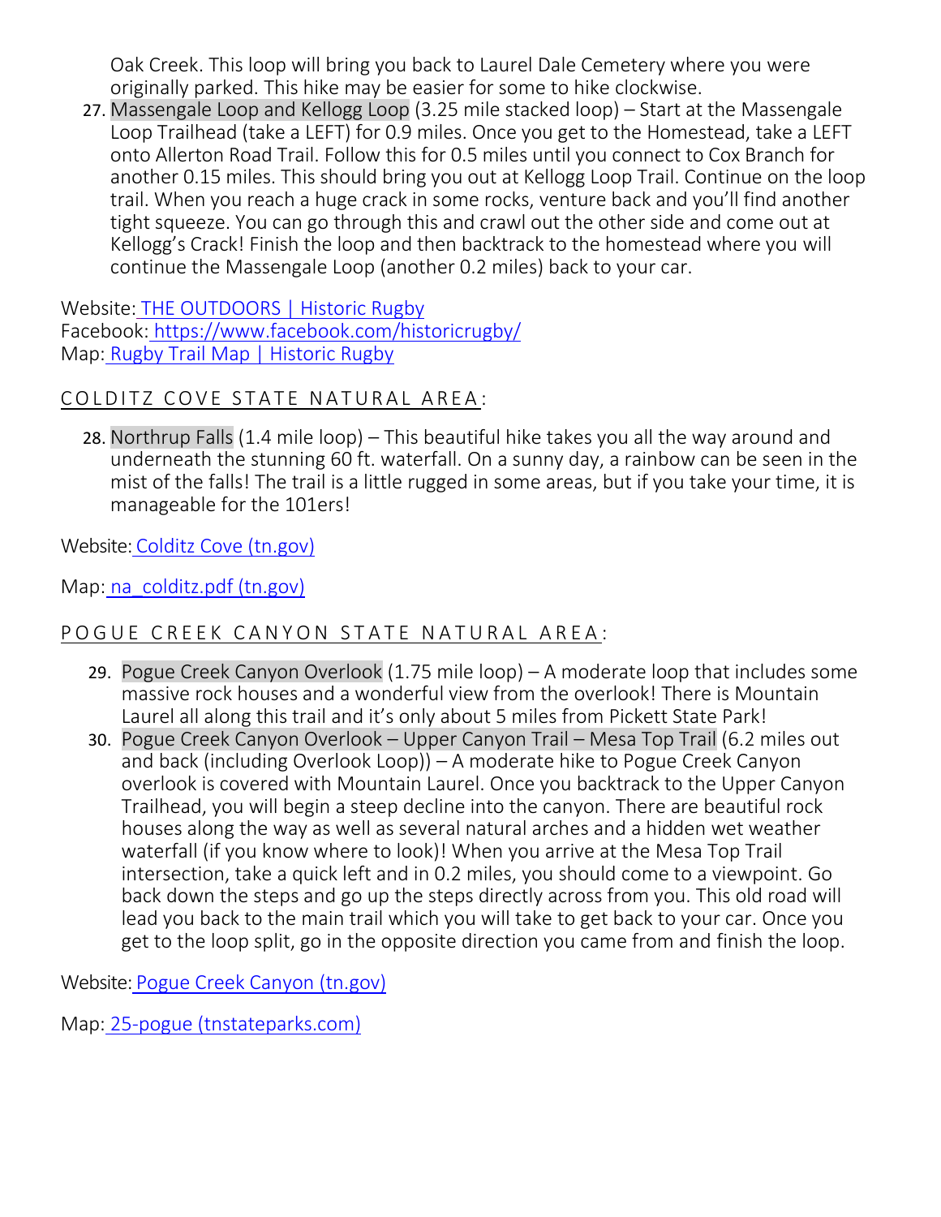Oak Creek. This loop will bring you back to Laurel Dale Cemetery where you were originally parked. This hike may be easier for some to hike clockwise.

27. Massengale Loop and Kellogg Loop (3.25 mile stacked loop) – Start at the Massengale Loop Trailhead (take a LEFT) for 0.9 miles. Once you get to the Homestead, take a LEFT onto Allerton Road Trail. Follow this for 0.5 miles until you connect to Cox Branch for another 0.15 miles. This should bring you out at Kellogg Loop Trail. Continue on the loop trail. When you reach a huge crack in some rocks, venture back and you'll find another tight squeeze. You can go through this and crawl out the other side and come out at Kellogg's Crack! Finish the loop and then backtrack to the homestead where you will continue the Massengale Loop (another 0.2 miles) back to your car.

Website: THE OUTDOORS | Historic Rugby
Facebook: https://www.facebook.com/historicrugby/
Map: Rugby Trail Map | Historic Rugby

COLDITZ COVE STATE NATURAL AREA:

28. Northrup Falls (1.4 mile loop) – This beautiful hike takes you all the way around and underneath the stunning 60 ft. waterfall. On a sunny day, a rainbow can be seen in the mist of the falls! The trail is a little rugged in some areas, but if you take your time, it is manageable for the 101ers!

Website: Colditz Cove (tn.gov)

Map: na_colditz.pdf (tn.gov)

POGUE CREEK CANYON STATE NATURAL AREA:

29. Pogue Creek Canyon Overlook (1.75 mile loop) – A moderate loop that includes some massive rock houses and a wonderful view from the overlook! There is Mountain Laurel all along this trail and it's only about 5 miles from Pickett State Park!
30. Pogue Creek Canyon Overlook – Upper Canyon Trail – Mesa Top Trail (6.2 miles out and back (including Overlook Loop)) – A moderate hike to Pogue Creek Canyon overlook is covered with Mountain Laurel. Once you backtrack to the Upper Canyon Trailhead, you will begin a steep decline into the canyon. There are beautiful rock houses along the way as well as several natural arches and a hidden wet weather waterfall (if you know where to look)! When you arrive at the Mesa Top Trail intersection, take a quick left and in 0.2 miles, you should come to a viewpoint. Go back down the steps and go up the steps directly across from you. This old road will lead you back to the main trail which you will take to get back to your car. Once you get to the loop split, go in the opposite direction you came from and finish the loop.

Website: Pogue Creek Canyon (tn.gov)

Map: 25-pogue (tnstateparks.com)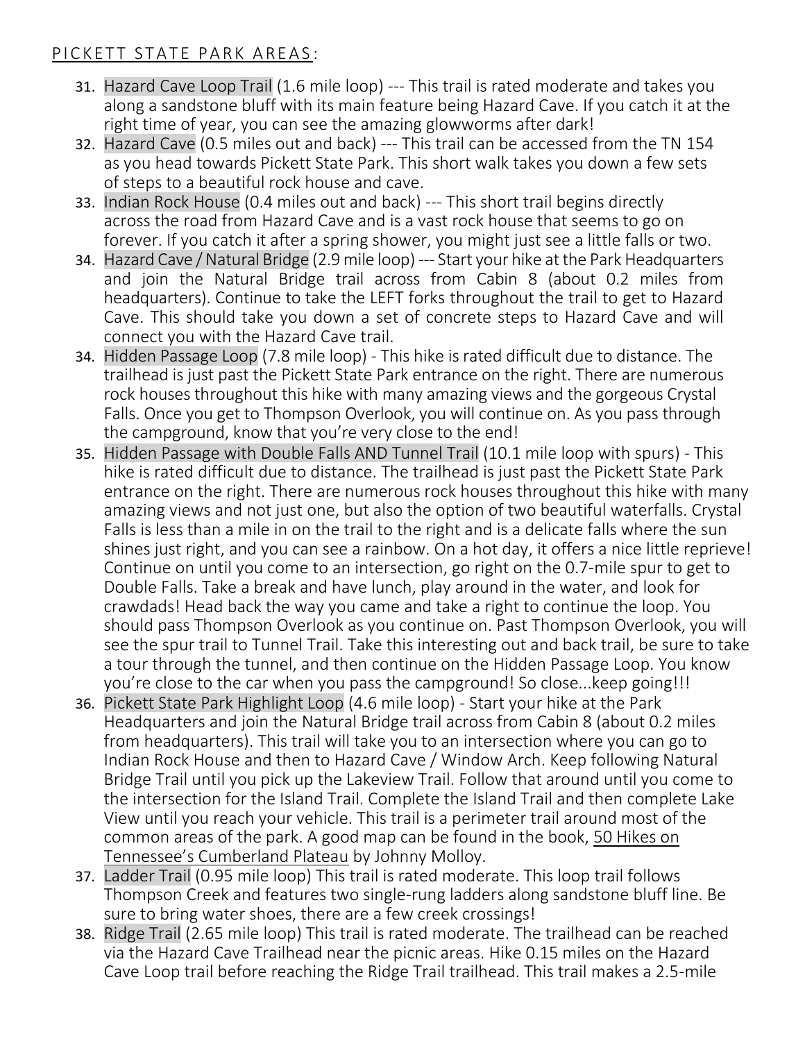PICKETT STATE PARK AREAS:

31. Hazard Cave Loop Trail (1.6 mile loop) --- This trail is rated moderate and takes you along a sandstone bluff with its main feature being Hazard Cave. If you catch it at the right time of year, you can see the amazing glowworms after dark!
32. Hazard Cave (0.5 miles out and back) --- This trail can be accessed from the TN 154 as you head towards Pickett State Park. This short walk takes you down a few sets of steps to a beautiful rock house and cave.
33. Indian Rock House (0.4 miles out and back) --- This short trail begins directly across the road from Hazard Cave and is a vast rock house that seems to go on forever. If you catch it after a spring shower, you might just see a little falls or two.
34. Hazard Cave / Natural Bridge (2.9 mile loop) --- Start your hike at the Park Headquarters and join the Natural Bridge trail across from Cabin 8 (about 0.2 miles from headquarters). Continue to take the LEFT forks throughout the trail to get to Hazard Cave. This should take you down a set of concrete steps to Hazard Cave and will connect you with the Hazard Cave trail.
34. Hidden Passage Loop (7.8 mile loop) - This hike is rated difficult due to distance. The trailhead is just past the Pickett State Park entrance on the right. There are numerous rock houses throughout this hike with many amazing views and the gorgeous Crystal Falls. Once you get to Thompson Overlook, you will continue on. As you pass through the campground, know that you're very close to the end!
35. Hidden Passage with Double Falls AND Tunnel Trail (10.1 mile loop with spurs) - This hike is rated difficult due to distance. The trailhead is just past the Pickett State Park entrance on the right. There are numerous rock houses throughout this hike with many amazing views and not just one, but also the option of two beautiful waterfalls. Crystal Falls is less than a mile in on the trail to the right and is a delicate falls where the sun shines just right, and you can see a rainbow. On a hot day, it offers a nice little reprieve! Continue on until you come to an intersection, go right on the 0.7-mile spur to get to Double Falls. Take a break and have lunch, play around in the water, and look for crawdads! Head back the way you came and take a right to continue the loop. You should pass Thompson Overlook as you continue on. Past Thompson Overlook, you will see the spur trail to Tunnel Trail. Take this interesting out and back trail, be sure to take a tour through the tunnel, and then continue on the Hidden Passage Loop. You know you're close to the car when you pass the campground! So close...keep going!!!
36. Pickett State Park Highlight Loop (4.6 mile loop) - Start your hike at the Park Headquarters and join the Natural Bridge trail across from Cabin 8 (about 0.2 miles from headquarters). This trail will take you to an intersection where you can go to Indian Rock House and then to Hazard Cave / Window Arch. Keep following Natural Bridge Trail until you pick up the Lakeview Trail. Follow that around until you come to the intersection for the Island Trail. Complete the Island Trail and then complete Lake View until you reach your vehicle. This trail is a perimeter trail around most of the common areas of the park. A good map can be found in the book, 50 Hikes on Tennessee's Cumberland Plateau by Johnny Molloy.
37. Ladder Trail (0.95 mile loop) This trail is rated moderate. This loop trail follows Thompson Creek and features two single-rung ladders along sandstone bluff line. Be sure to bring water shoes, there are a few creek crossings!
38. Ridge Trail (2.65 mile loop) This trail is rated moderate. The trailhead can be reached via the Hazard Cave Trailhead near the picnic areas. Hike 0.15 miles on the Hazard Cave Loop trail before reaching the Ridge Trail trailhead. This trail makes a 2.5-mile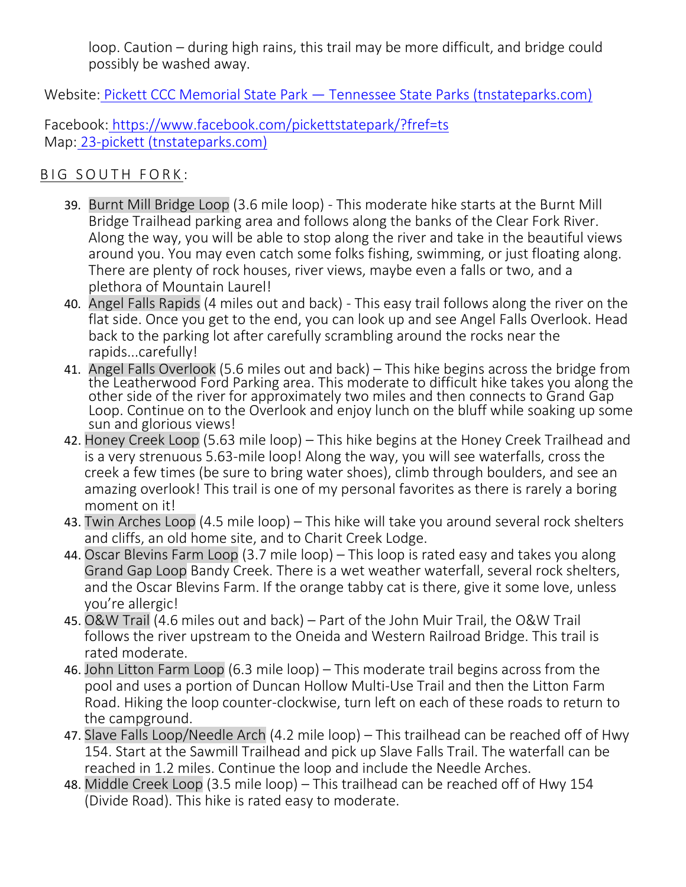loop. Caution – during high rains, this trail may be more difficult, and bridge could possibly be washed away.

Website: Pickett CCC Memorial State Park — Tennessee State Parks (tnstateparks.com)

Facebook: https://www.facebook.com/pickettstatepark/?fref=ts
Map: 23-pickett (tnstateparks.com)

## BIG SOUTH FORK:

39. Burnt Mill Bridge Loop (3.6 mile loop) - This moderate hike starts at the Burnt Mill Bridge Trailhead parking area and follows along the banks of the Clear Fork River. Along the way, you will be able to stop along the river and take in the beautiful views around you. You may even catch some folks fishing, swimming, or just floating along. There are plenty of rock houses, river views, maybe even a falls or two, and a plethora of Mountain Laurel!
40. Angel Falls Rapids (4 miles out and back) - This easy trail follows along the river on the flat side. Once you get to the end, you can look up and see Angel Falls Overlook. Head back to the parking lot after carefully scrambling around the rocks near the rapids...carefully!
41. Angel Falls Overlook (5.6 miles out and back) – This hike begins across the bridge from the Leatherwood Ford Parking area. This moderate to difficult hike takes you along the other side of the river for approximately two miles and then connects to Grand Gap Loop. Continue on to the Overlook and enjoy lunch on the bluff while soaking up some sun and glorious views!
42. Honey Creek Loop (5.63 mile loop) – This hike begins at the Honey Creek Trailhead and is a very strenuous 5.63-mile loop! Along the way, you will see waterfalls, cross the creek a few times (be sure to bring water shoes), climb through boulders, and see an amazing overlook! This trail is one of my personal favorites as there is rarely a boring moment on it!
43. Twin Arches Loop (4.5 mile loop) – This hike will take you around several rock shelters and cliffs, an old home site, and to Charit Creek Lodge.
44. Oscar Blevins Farm Loop (3.7 mile loop) – This loop is rated easy and takes you along Grand Gap Loop Bandy Creek. There is a wet weather waterfall, several rock shelters, and the Oscar Blevins Farm. If the orange tabby cat is there, give it some love, unless you're allergic!
45. O&W Trail (4.6 miles out and back) – Part of the John Muir Trail, the O&W Trail follows the river upstream to the Oneida and Western Railroad Bridge. This trail is rated moderate.
46. John Litton Farm Loop (6.3 mile loop) – This moderate trail begins across from the pool and uses a portion of Duncan Hollow Multi-Use Trail and then the Litton Farm Road. Hiking the loop counter-clockwise, turn left on each of these roads to return to the campground.
47. Slave Falls Loop/Needle Arch (4.2 mile loop) – This trailhead can be reached off of Hwy 154. Start at the Sawmill Trailhead and pick up Slave Falls Trail. The waterfall can be reached in 1.2 miles. Continue the loop and include the Needle Arches.
48. Middle Creek Loop (3.5 mile loop) – This trailhead can be reached off of Hwy 154 (Divide Road). This hike is rated easy to moderate.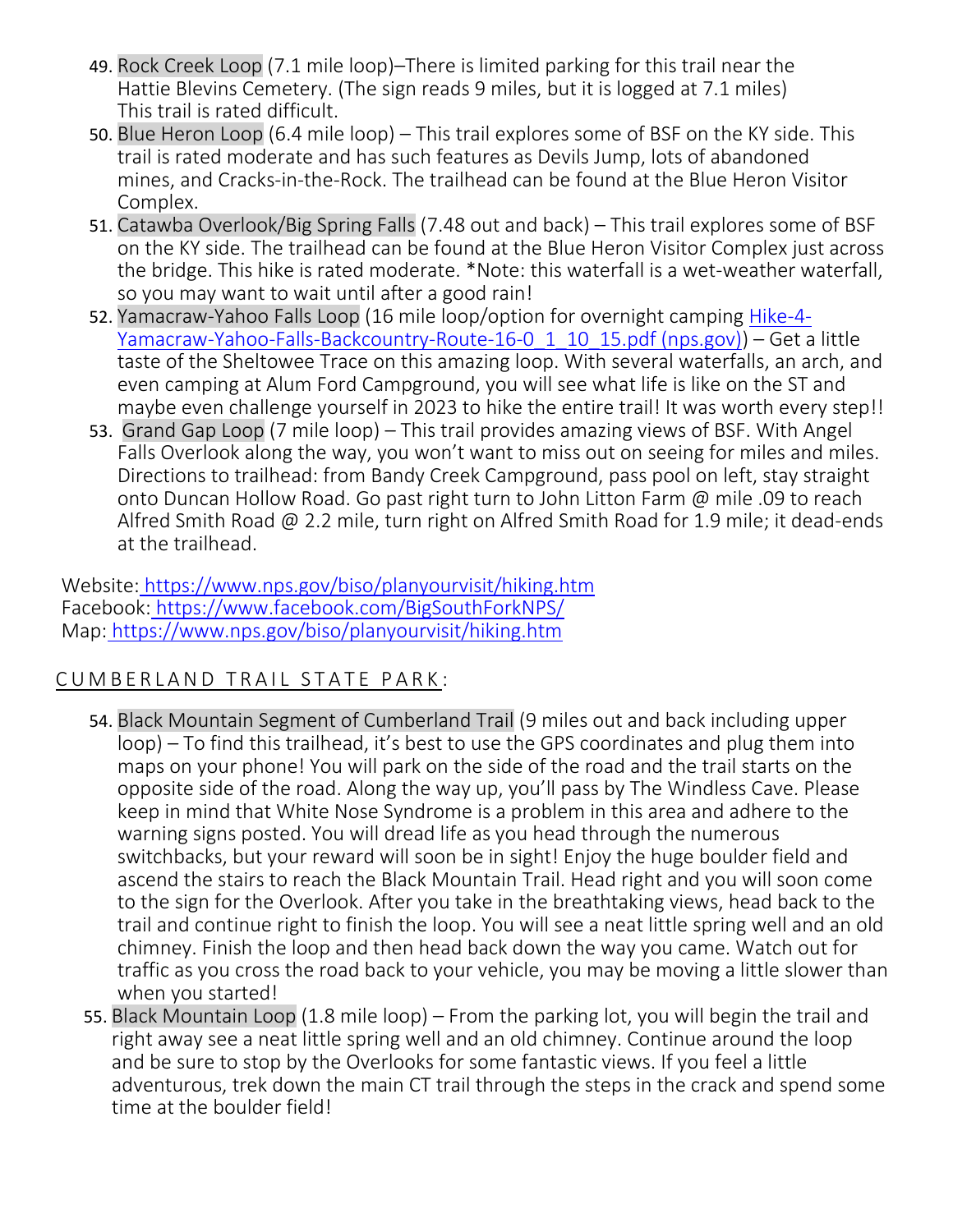49. Rock Creek Loop (7.1 mile loop)–There is limited parking for this trail near the Hattie Blevins Cemetery. (The sign reads 9 miles, but it is logged at 7.1 miles) This trail is rated difficult.
50. Blue Heron Loop (6.4 mile loop) – This trail explores some of BSF on the KY side. This trail is rated moderate and has such features as Devils Jump, lots of abandoned mines, and Cracks-in-the-Rock. The trailhead can be found at the Blue Heron Visitor Complex.
51. Catawba Overlook/Big Spring Falls (7.48 out and back) – This trail explores some of BSF on the KY side. The trailhead can be found at the Blue Heron Visitor Complex just across the bridge. This hike is rated moderate. *Note: this waterfall is a wet-weather waterfall, so you may want to wait until after a good rain!
52. Yamacraw-Yahoo Falls Loop (16 mile loop/option for overnight camping [Hike-4-Yamacraw-Yahoo-Falls-Backcountry-Route-16-0_1_10_15.pdf (nps.gov)]) – Get a little taste of the Sheltowee Trace on this amazing loop. With several waterfalls, an arch, and even camping at Alum Ford Campground, you will see what life is like on the ST and maybe even challenge yourself in 2023 to hike the entire trail! It was worth every step!!
53. Grand Gap Loop (7 mile loop) – This trail provides amazing views of BSF. With Angel Falls Overlook along the way, you won't want to miss out on seeing for miles and miles. Directions to trailhead: from Bandy Creek Campground, pass pool on left, stay straight onto Duncan Hollow Road. Go past right turn to John Litton Farm @ mile .09 to reach Alfred Smith Road @ 2.2 mile, turn right on Alfred Smith Road for 1.9 mile; it dead-ends at the trailhead.

Website: https://www.nps.gov/biso/planyourvisit/hiking.htm
Facebook: https://www.facebook.com/BigSouthForkNPS/
Map: https://www.nps.gov/biso/planyourvisit/hiking.htm

## CUMBERLAND TRAIL STATE PARK:

54. Black Mountain Segment of Cumberland Trail (9 miles out and back including upper loop) – To find this trailhead, it's best to use the GPS coordinates and plug them into maps on your phone! You will park on the side of the road and the trail starts on the opposite side of the road. Along the way up, you'll pass by The Windless Cave. Please keep in mind that White Nose Syndrome is a problem in this area and adhere to the warning signs posted. You will dread life as you head through the numerous switchbacks, but your reward will soon be in sight! Enjoy the huge boulder field and ascend the stairs to reach the Black Mountain Trail. Head right and you will soon come to the sign for the Overlook. After you take in the breathtaking views, head back to the trail and continue right to finish the loop. You will see a neat little spring well and an old chimney. Finish the loop and then head back down the way you came. Watch out for traffic as you cross the road back to your vehicle, you may be moving a little slower than when you started!
55. Black Mountain Loop (1.8 mile loop) – From the parking lot, you will begin the trail and right away see a neat little spring well and an old chimney. Continue around the loop and be sure to stop by the Overlooks for some fantastic views. If you feel a little adventurous, trek down the main CT trail through the steps in the crack and spend some time at the boulder field!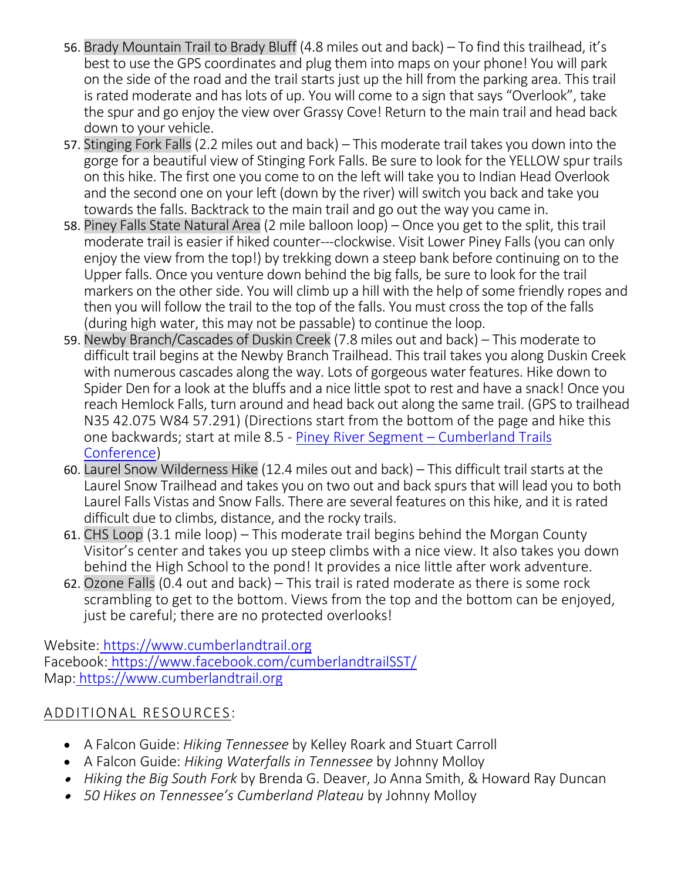56. Brady Mountain Trail to Brady Bluff (4.8 miles out and back) – To find this trailhead, it's best to use the GPS coordinates and plug them into maps on your phone! You will park on the side of the road and the trail starts just up the hill from the parking area. This trail is rated moderate and has lots of up. You will come to a sign that says "Overlook", take the spur and go enjoy the view over Grassy Cove! Return to the main trail and head back down to your vehicle.
57. Stinging Fork Falls (2.2 miles out and back) – This moderate trail takes you down into the gorge for a beautiful view of Stinging Fork Falls. Be sure to look for the YELLOW spur trails on this hike. The first one you come to on the left will take you to Indian Head Overlook and the second one on your left (down by the river) will switch you back and take you towards the falls. Backtrack to the main trail and go out the way you came in.
58. Piney Falls State Natural Area (2 mile balloon loop) – Once you get to the split, this trail moderate trail is easier if hiked counter---clockwise. Visit Lower Piney Falls (you can only enjoy the view from the top!) by trekking down a steep bank before continuing on to the Upper falls. Once you venture down behind the big falls, be sure to look for the trail markers on the other side. You will climb up a hill with the help of some friendly ropes and then you will follow the trail to the top of the falls. You must cross the top of the falls (during high water, this may not be passable) to continue the loop.
59. Newby Branch/Cascades of Duskin Creek (7.8 miles out and back) – This moderate to difficult trail begins at the Newby Branch Trailhead. This trail takes you along Duskin Creek with numerous cascades along the way. Lots of gorgeous water features. Hike down to Spider Den for a look at the bluffs and a nice little spot to rest and have a snack! Once you reach Hemlock Falls, turn around and head back out along the same trail. (GPS to trailhead N35 42.075 W84 57.291) (Directions start from the bottom of the page and hike this one backwards; start at mile 8.5 - [Piney River Segment – Cumberland Trails Conference])
60. Laurel Snow Wilderness Hike (12.4 miles out and back) – This difficult trail starts at the Laurel Snow Trailhead and takes you on two out and back spurs that will lead you to both Laurel Falls Vistas and Snow Falls. There are several features on this hike, and it is rated difficult due to climbs, distance, and the rocky trails.
61. CHS Loop (3.1 mile loop) – This moderate trail begins behind the Morgan County Visitor's center and takes you up steep climbs with a nice view. It also takes you down behind the High School to the pond! It provides a nice little after work adventure.
62. Ozone Falls (0.4 out and back) – This trail is rated moderate as there is some rock scrambling to get to the bottom. Views from the top and the bottom can be enjoyed, just be careful; there are no protected overlooks!

Website: https://www.cumberlandtrail.org
Facebook: https://www.facebook.com/cumberlandtrailSST/
Map: https://www.cumberlandtrail.org

## ADDITIONAL RESOURCES:

- A Falcon Guide: *Hiking Tennessee* by Kelley Roark and Stuart Carroll
- A Falcon Guide: *Hiking Waterfalls in Tennessee* by Johnny Molloy
- *Hiking the Big South Fork* by Brenda G. Deaver, Jo Anna Smith, & Howard Ray Duncan
- *50 Hikes on Tennessee's Cumberland Plateau* by Johnny Molloy